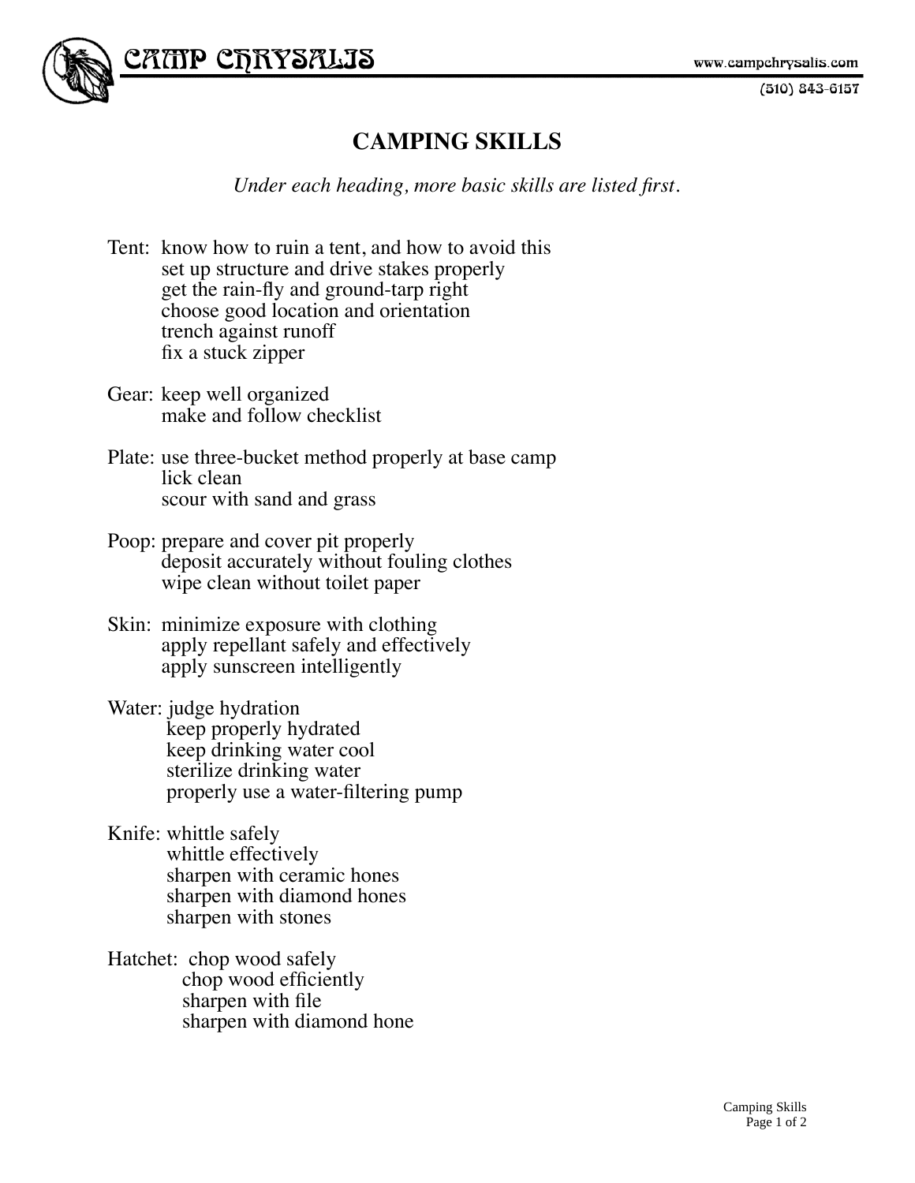# CAMP CHRYSALIS

www.campchrysalis.com

(510) 843-6157

## CAMPING SKILLS

*Under each heading, more basic skills are listed first.*

Tent: know how to ruin a tent, and how to avoid this
- set up structure and drive stakes properly
- get the rain-fly and ground-tarp right
- choose good location and orientation
- trench against runoff
- fix a stuck zipper

Gear: keep well organized
- make and follow checklist

Plate: use three-bucket method properly at base camp
- lick clean
- scour with sand and grass

Poop: prepare and cover pit properly
- deposit accurately without fouling clothes
- wipe clean without toilet paper

Skin: minimize exposure with clothing
- apply repellant safely and effectively
- apply sunscreen intelligently

Water: judge hydration
- keep properly hydrated
- keep drinking water cool
- sterilize drinking water
- properly use a water-filtering pump

Knife: whittle safely
- whittle effectively
- sharpen with ceramic hones
- sharpen with diamond hones
- sharpen with stones

Hatchet: chop wood safely
- chop wood efficiently
- sharpen with file
- sharpen with diamond hone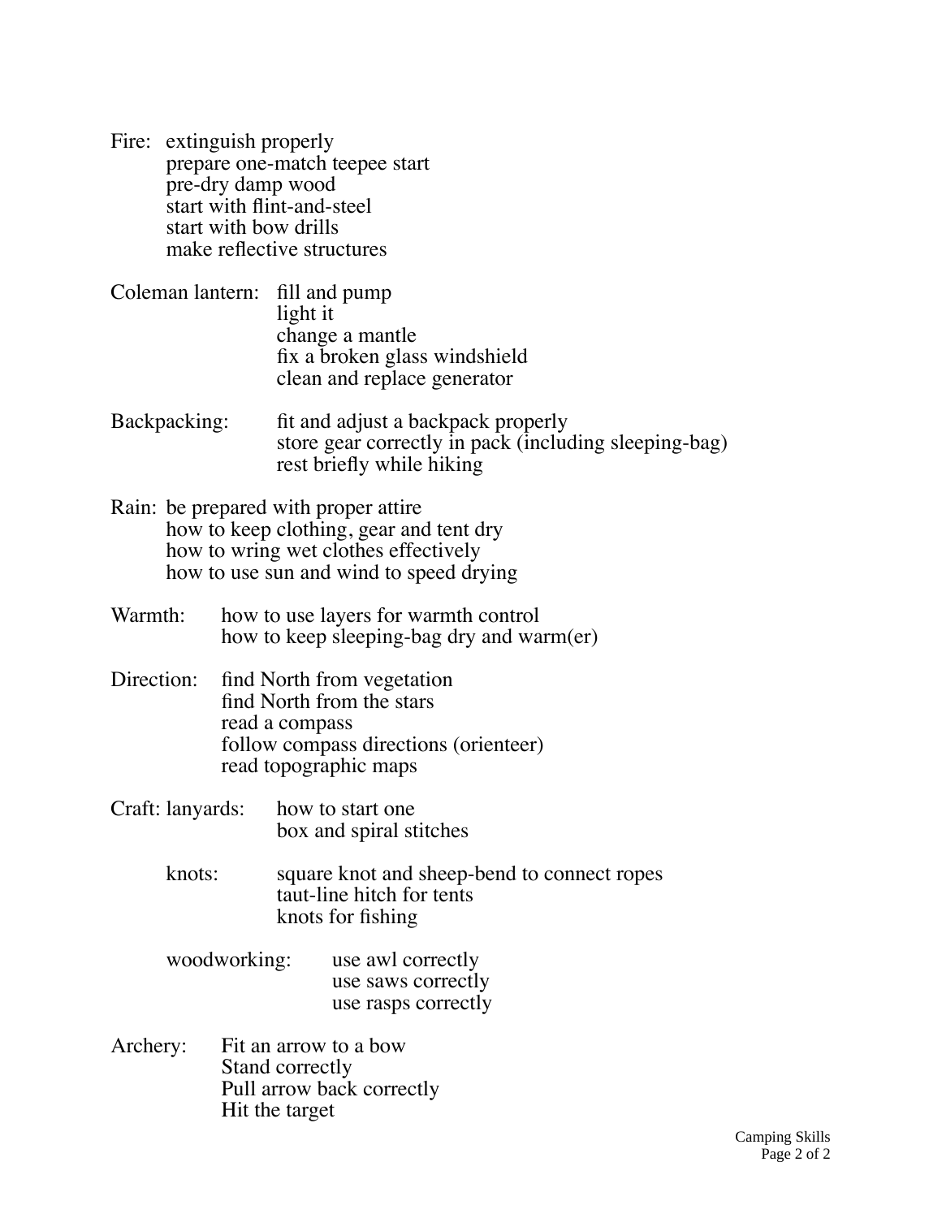**Fire:**
- extinguish properly
- prepare one-match teepee start
- pre-dry damp wood
- start with flint-and-steel
- start with bow drills
- make reflective structures

**Coleman lantern:**
- fill and pump
- light it
- change a mantle
- fix a broken glass windshield
- clean and replace generator

**Backpacking:**
- fit and adjust a backpack properly
- store gear correctly in pack (including sleeping-bag)
- rest briefly while hiking

**Rain:**
- be prepared with proper attire
- how to keep clothing, gear and tent dry
- how to wring wet clothes effectively
- how to use sun and wind to speed drying

**Warmth:**
- how to use layers for warmth control
- how to keep sleeping-bag dry and warm(er)

**Direction:**
- find North from vegetation
- find North from the stars
- read a compass
- follow compass directions (orienteer)
- read topographic maps

**Craft:**

- **lanyards:**
  - how to start one
  - box and spiral stitches
- **knots:**
  - square knot and sheep-bend to connect ropes
  - taut-line hitch for tents
  - knots for fishing
- **woodworking:**
  - use awl correctly
  - use saws correctly
  - use rasps correctly

**Archery:**
- Fit an arrow to a bow
- Stand correctly
- Pull arrow back correctly
- Hit the target